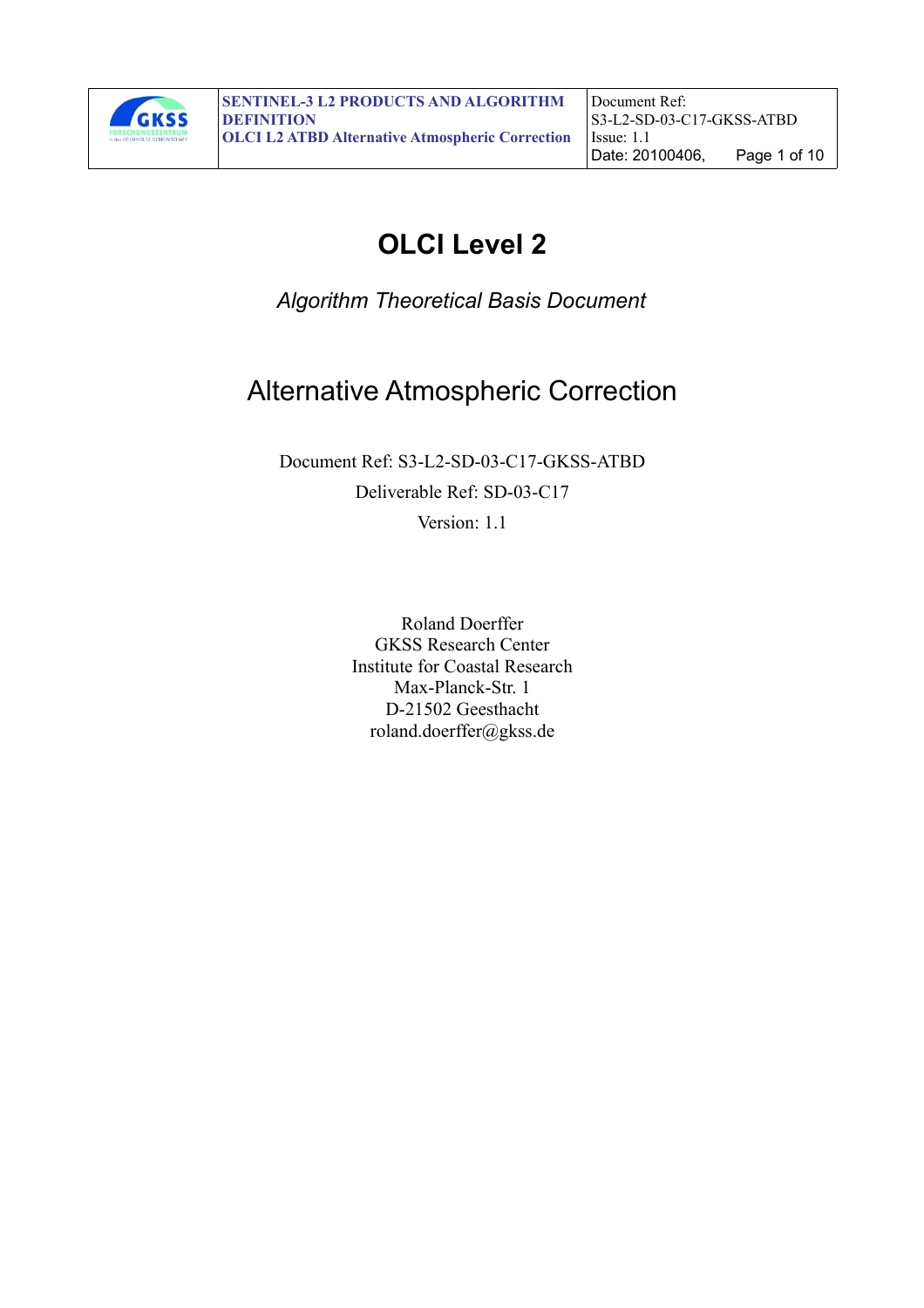# OLCI Level 2

*Algorithm Theoretical Basis Document*

## Alternative Atmospheric Correction

Document Ref: S3-L2-SD-03-C17-GKSS-ATBD

Deliverable Ref: SD-03-C17

Version: 1.1

Roland Doerffer
GKSS Research Center
Institute for Coastal Research
Max-Planck-Str. 1
D-21502 Geesthacht
roland.doerffer@gkss.de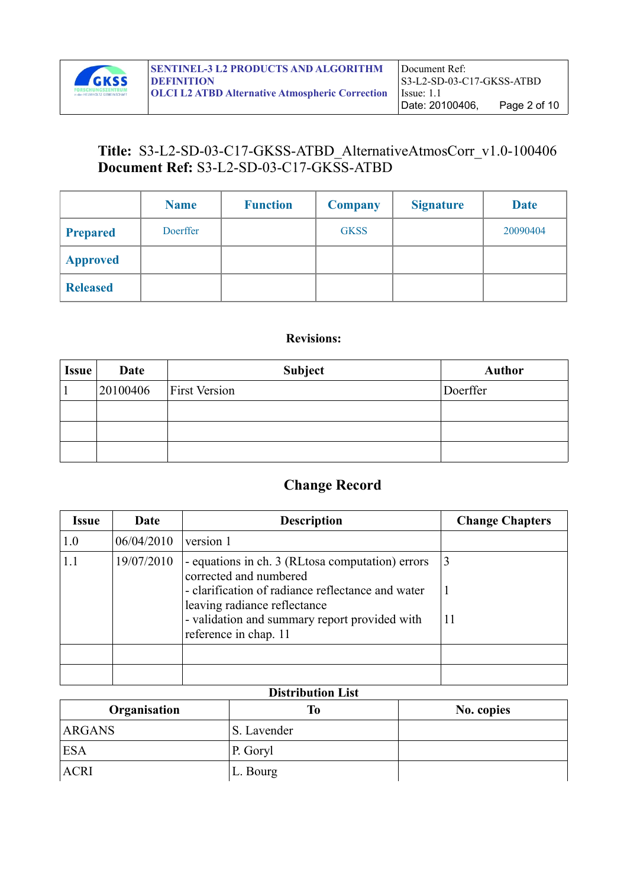**Title:** S3-L2-SD-03-C17-GKSS-ATBD_AlternativeAtmosCorr_v1.0-100406
**Document Ref:** S3-L2-SD-03-C17-GKSS-ATBD

| | Name | Function | Company | Signature | Date |
|---|---|---|---|---|---|
| **Prepared** | Doerffer | | GKSS | | 20090404 |
| **Approved** | | | | | |
| **Released** | | | | | |

**Revisions:**

| Issue | Date | Subject | Author |
|---|---|---|---|
| 1 | 20100406 | First Version | Doerffer |
| | | | |
| | | | |
| | | | |

## Change Record

| Issue | Date | Description | Change Chapters |
|---|---|---|---|
| 1.0 | 06/04/2010 | version 1 | |
| 1.1 | 19/07/2010 | - equations in ch. 3 (RLtosa computation) errors corrected and numbered<br>- clarification of radiance reflectance and water leaving radiance reflectance<br>- validation and summary report provided with reference in chap. 11 | 3<br>1<br>11 |
| | | | |
| | | | |

**Distribution List**

| Organisation | To | No. copies |
|---|---|---|
| ARGANS | S. Lavender | |
| ESA | P. Goryl | |
| ACRI | L. Bourg | |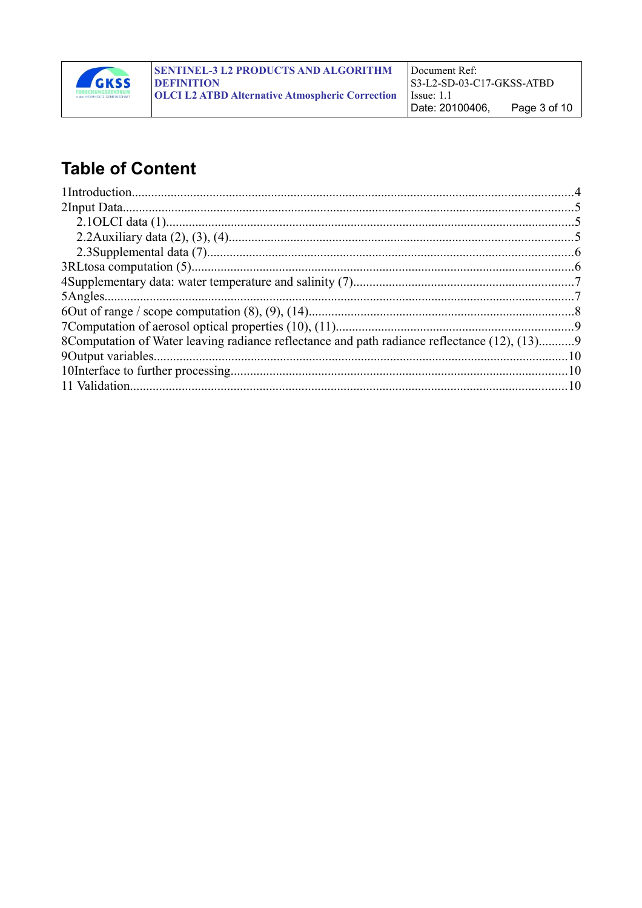## Table of Content

1Introduction.......................................................................................................................................4
2Input Data..........................................................................................................................................5
  2.1OLCI data (1)...............................................................................................................................5
  2.2Auxiliary data (2), (3), (4)...........................................................................................................5
  2.3Supplemental data (7)..................................................................................................................6
3RLtosa computation (5).....................................................................................................................6
4Supplementary data: water temperature and salinity (7)...................................................................7
5Angles................................................................................................................................................7
6Out of range / scope computation (8), (9), (14).................................................................................8
7Computation of aerosol optical properties (10), (11)........................................................................9
8Computation of Water leaving radiance reflectance and path radiance reflectance (12), (13)...........9
9Output variables...............................................................................................................................10
10Interface to further processing.......................................................................................................10
11 Validation.......................................................................................................................................10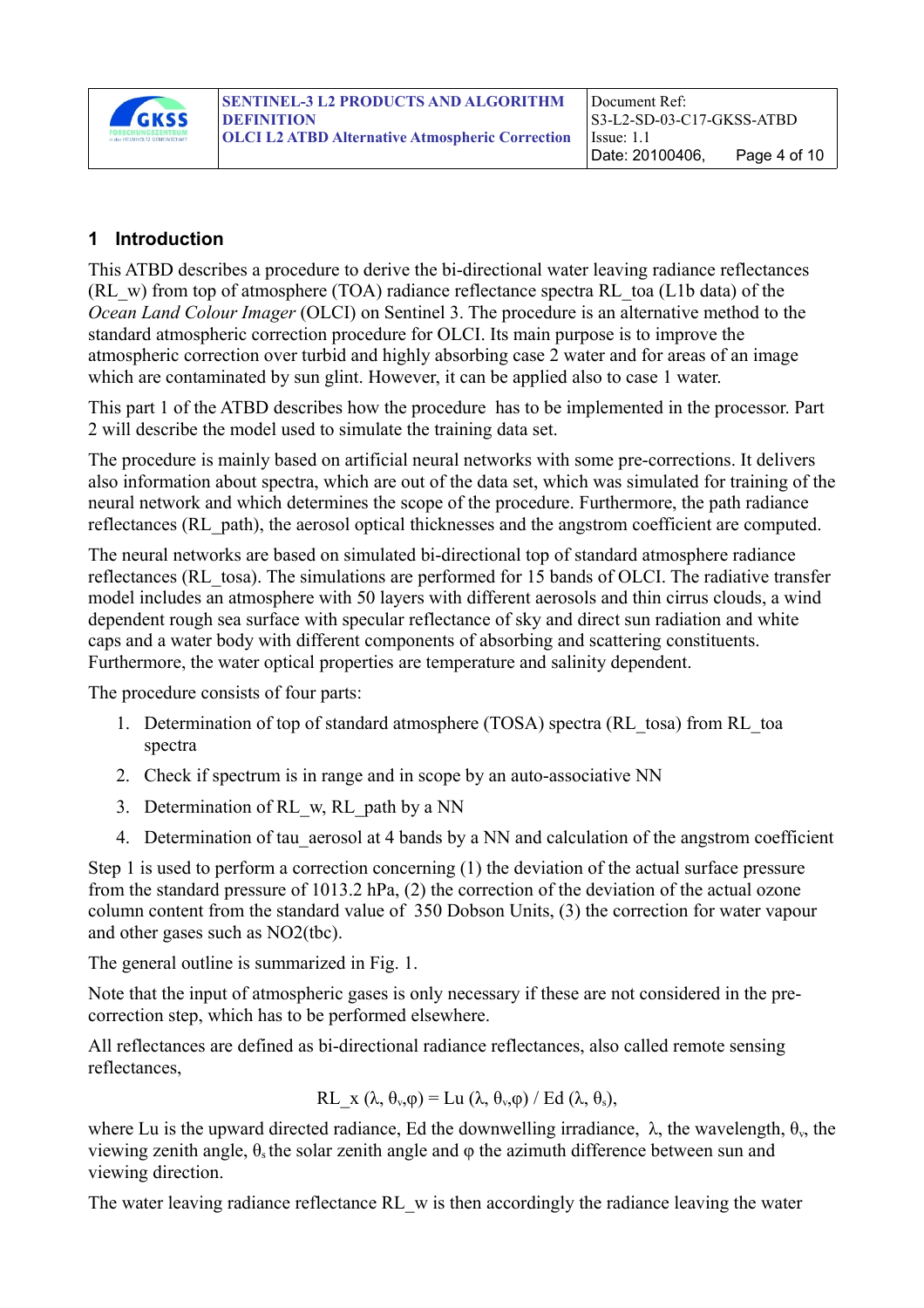## 1 Introduction

This ATBD describes a procedure to derive the bi-directional water leaving radiance reflectances (RL_w) from top of atmosphere (TOA) radiance reflectance spectra RL_toa (L1b data) of the *Ocean Land Colour Imager* (OLCI) on Sentinel 3. The procedure is an alternative method to the standard atmospheric correction procedure for OLCI. Its main purpose is to improve the atmospheric correction over turbid and highly absorbing case 2 water and for areas of an image which are contaminated by sun glint. However, it can be applied also to case 1 water.

This part 1 of the ATBD describes how the procedure has to be implemented in the processor. Part 2 will describe the model used to simulate the training data set.

The procedure is mainly based on artificial neural networks with some pre-corrections. It delivers also information about spectra, which are out of the data set, which was simulated for training of the neural network and which determines the scope of the procedure. Furthermore, the path radiance reflectances (RL_path), the aerosol optical thicknesses and the angstrom coefficient are computed.

The neural networks are based on simulated bi-directional top of standard atmosphere radiance reflectances (RL_tosa). The simulations are performed for 15 bands of OLCI. The radiative transfer model includes an atmosphere with 50 layers with different aerosols and thin cirrus clouds, a wind dependent rough sea surface with specular reflectance of sky and direct sun radiation and white caps and a water body with different components of absorbing and scattering constituents. Furthermore, the water optical properties are temperature and salinity dependent.

The procedure consists of four parts:

1. Determination of top of standard atmosphere (TOSA) spectra (RL_tosa) from RL_toa spectra
2. Check if spectrum is in range and in scope by an auto-associative NN
3. Determination of RL_w, RL_path by a NN
4. Determination of tau_aerosol at 4 bands by a NN and calculation of the angstrom coefficient

Step 1 is used to perform a correction concerning (1) the deviation of the actual surface pressure from the standard pressure of 1013.2 hPa, (2) the correction of the deviation of the actual ozone column content from the standard value of 350 Dobson Units, (3) the correction for water vapour and other gases such as $NO_2$(tbc).

The general outline is summarized in Fig. 1.

Note that the input of atmospheric gases is only necessary if these are not considered in the pre-correction step, which has to be performed elsewhere.

All reflectances are defined as bi-directional radiance reflectances, also called remote sensing reflectances,

$$RL\_x\ (\lambda, \theta_v, \varphi) = Lu\ (\lambda, \theta_v, \varphi)\ /\ Ed\ (\lambda, \theta_s),$$

where Lu is the upward directed radiance, Ed the downwelling irradiance, $\lambda$, the wavelength, $\theta_v$, the viewing zenith angle, $\theta_s$ the solar zenith angle and $\varphi$ the azimuth difference between sun and viewing direction.

The water leaving radiance reflectance RL_w is then accordingly the radiance leaving the water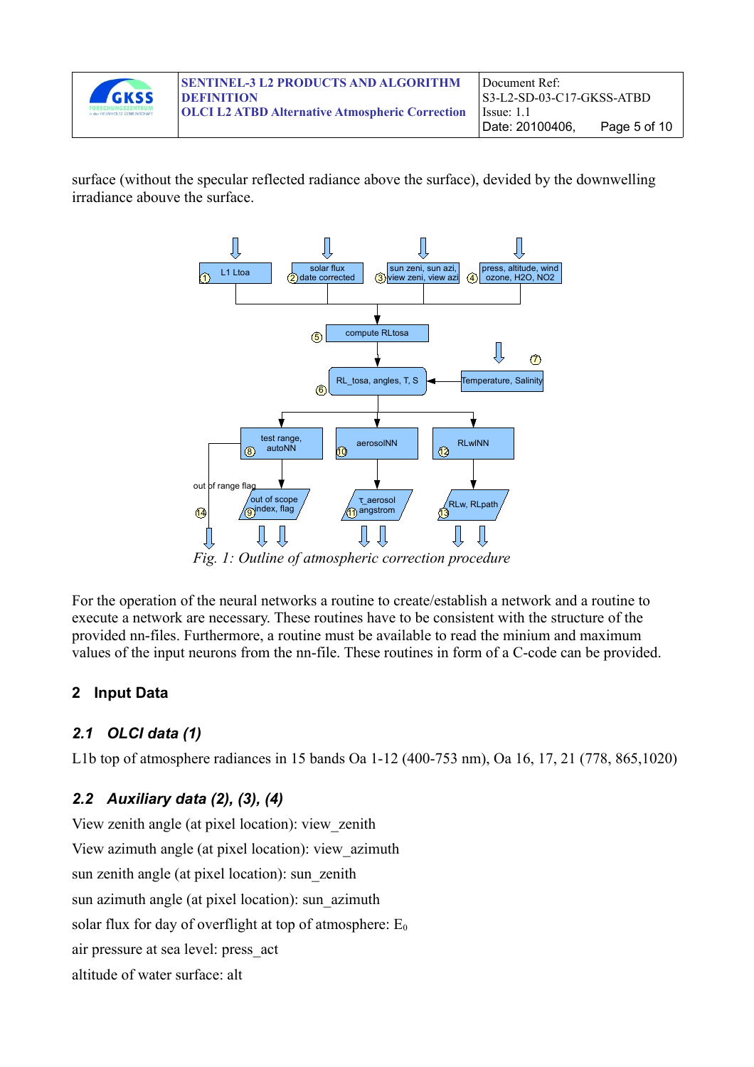surface (without the specular reflected radiance above the surface), devided by the downwelling irradiance abouve the surface.

*Fig. 1: Outline of atmospheric correction procedure*

For the operation of the neural networks a routine to create/establish a network and a routine to execute a network are necessary. These routines have to be consistent with the structure of the provided nn-files. Furthermore, a routine must be available to read the minium and maximum values of the input neurons from the nn-file. These routines in form of a C-code can be provided.

## 2 Input Data

### *2.1 OLCI data (1)*

L1b top of atmosphere radiances in 15 bands Oa 1-12 (400-753 nm), Oa 16, 17, 21 (778, 865,1020)

### *2.2 Auxiliary data (2), (3), (4)*

View zenith angle (at pixel location): view_zenith

View azimuth angle (at pixel location): view_azimuth

sun zenith angle (at pixel location): sun_zenith

sun azimuth angle (at pixel location): sun_azimuth

solar flux for day of overflight at top of atmosphere: $E_0$

air pressure at sea level: press_act

altitude of water surface: alt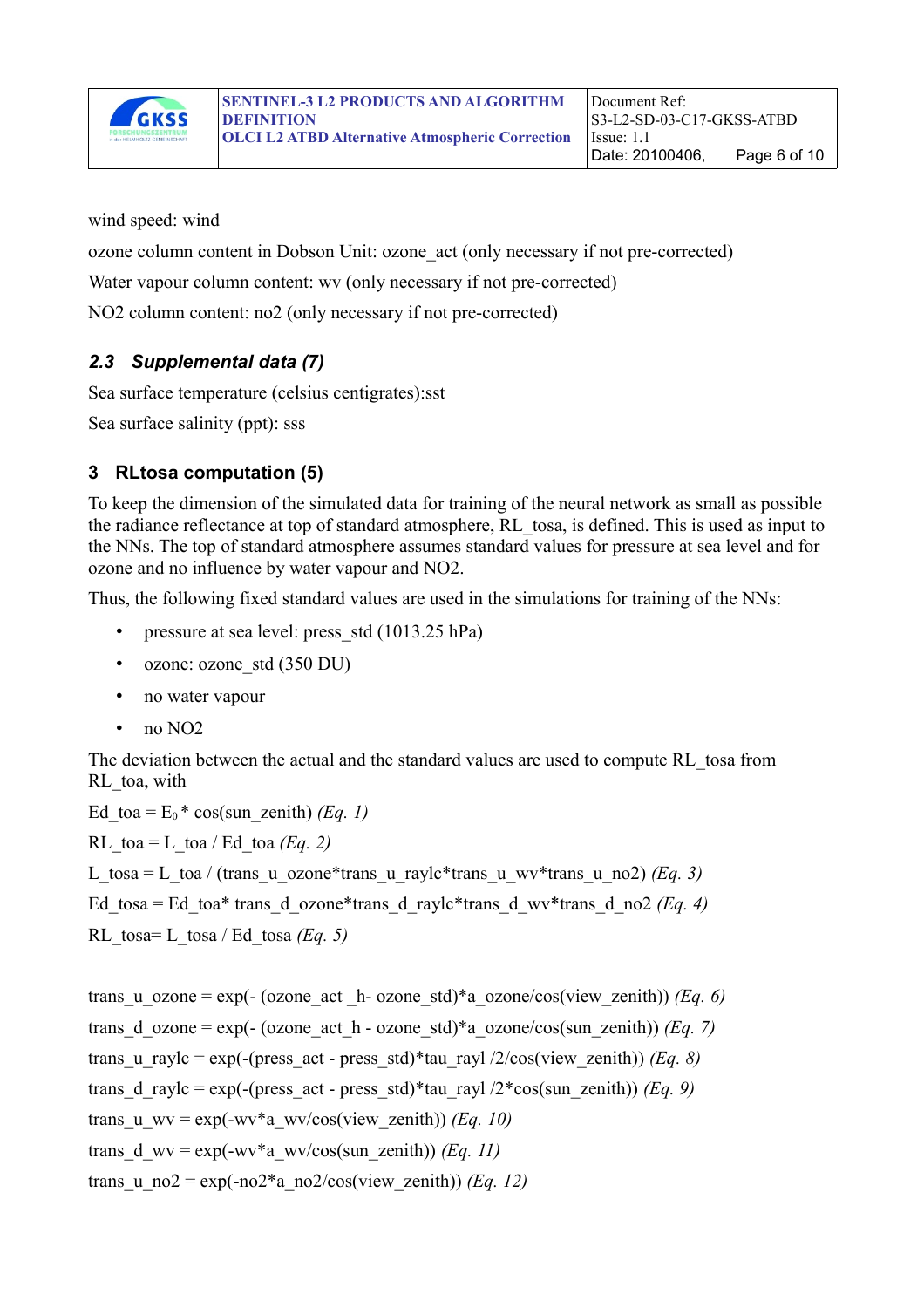wind speed: wind

ozone column content in Dobson Unit: ozone_act (only necessary if not pre-corrected)

Water vapour column content: wv (only necessary if not pre-corrected)

NO2 column content: no2 (only necessary if not pre-corrected)

### 2.3 Supplemental data (7)

Sea surface temperature (celsius centigrates):sst

Sea surface salinity (ppt): sss

## 3 RLtosa computation (5)

To keep the dimension of the simulated data for training of the neural network as small as possible the radiance reflectance at top of standard atmosphere, RL_tosa, is defined. This is used as input to the NNs. The top of standard atmosphere assumes standard values for pressure at sea level and for ozone and no influence by water vapour and NO2.

Thus, the following fixed standard values are used in the simulations for training of the NNs:

- pressure at sea level: press_std (1013.25 hPa)
- ozone: ozone_std (350 DU)
- no water vapour
- no NO2

The deviation between the actual and the standard values are used to compute RL_tosa from RL_toa, with

$Ed\_toa = E_0 * \cos(sun\_zenith)$ *(Eq. 1)*

$RL\_toa = L\_toa / Ed\_toa$ *(Eq. 2)*

$L\_tosa = L\_toa / (trans\_u\_ozone*trans\_u\_raylc*trans\_u\_wv*trans\_u\_no2)$ *(Eq. 3)*

$Ed\_tosa = Ed\_toa* trans\_d\_ozone*trans\_d\_raylc*trans\_d\_wv*trans\_d\_no2$ *(Eq. 4)*

$RL\_tosa= L\_tosa / Ed\_tosa$ *(Eq. 5)*

$trans\_u\_ozone = \exp(- (ozone\_act\_h- ozone\_std)*a\_ozone/\cos(view\_zenith))$ *(Eq. 6)*

$trans\_d\_ozone = \exp(- (ozone\_act\_h - ozone\_std)*a\_ozone/\cos(sun\_zenith))$ *(Eq. 7)*

$trans\_u\_raylc = \exp(-(press\_act - press\_std)*tau\_rayl /2/\cos(view\_zenith))$ *(Eq. 8)*

$trans\_d\_raylc = \exp(-(press\_act - press\_std)*tau\_rayl /2*\cos(sun\_zenith))$ *(Eq. 9)*

$trans\_u\_wv = \exp(-wv*a\_wv/\cos(view\_zenith))$ *(Eq. 10)*

$trans\_d\_wv = \exp(-wv*a\_wv/\cos(sun\_zenith))$ *(Eq. 11)*

$trans\_u\_no2 = \exp(-no2*a\_no2/\cos(view\_zenith))$ *(Eq. 12)*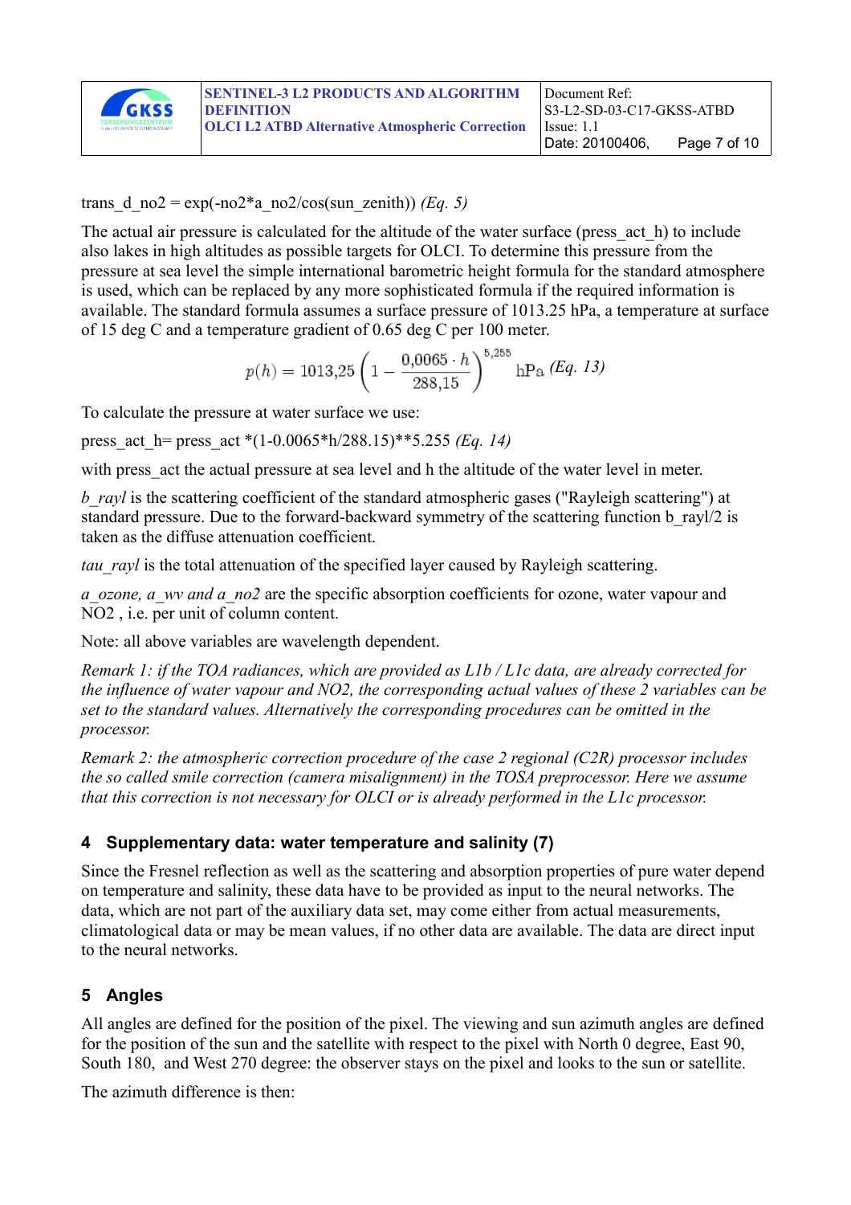trans_d_no2 = exp(-no2*a_no2/cos(sun_zenith)) *(Eq. 5)*

The actual air pressure is calculated for the altitude of the water surface (press_act_h) to include also lakes in high altitudes as possible targets for OLCI. To determine this pressure from the pressure at sea level the simple international barometric height formula for the standard atmosphere is used, which can be replaced by any more sophisticated formula if the required information is available. The standard formula assumes a surface pressure of 1013.25 hPa, a temperature at surface of 15 deg C and a temperature gradient of 0.65 deg C per 100 meter.

$$p(h) = 1013{,}25 \left(1 - \frac{0{,}0065 \cdot h}{288{,}15}\right)^{5{,}255} \text{hPa} \quad \textit{(Eq. 13)}$$

To calculate the pressure at water surface we use:

press_act_h= press_act *(1-0.0065*h/288.15)**5.255 *(Eq. 14)*

with press_act the actual pressure at sea level and h the altitude of the water level in meter.

*b_rayl* is the scattering coefficient of the standard atmospheric gases ("Rayleigh scattering") at standard pressure. Due to the forward-backward symmetry of the scattering function b_rayl/2 is taken as the diffuse attenuation coefficient.

*tau_rayl* is the total attenuation of the specified layer caused by Rayleigh scattering.

*a_ozone, a_wv and a_no2* are the specific absorption coefficients for ozone, water vapour and NO2 , i.e. per unit of column content.

Note: all above variables are wavelength dependent.

*Remark 1: if the TOA radiances, which are provided as L1b / L1c data, are already corrected for the influence of water vapour and NO2, the corresponding actual values of these 2 variables can be set to the standard values. Alternatively the corresponding procedures can be omitted in the processor.*

*Remark 2: the atmospheric correction procedure of the case 2 regional (C2R) processor includes the so called smile correction (camera misalignment) in the TOSA preprocessor. Here we assume that this correction is not necessary for OLCI or is already performed in the L1c processor.*

## 4 Supplementary data: water temperature and salinity (7)

Since the Fresnel reflection as well as the scattering and absorption properties of pure water depend on temperature and salinity, these data have to be provided as input to the neural networks. The data, which are not part of the auxiliary data set, may come either from actual measurements, climatological data or may be mean values, if no other data are available. The data are direct input to the neural networks.

## 5 Angles

All angles are defined for the position of the pixel. The viewing and sun azimuth angles are defined for the position of the sun and the satellite with respect to the pixel with North 0 degree, East 90, South 180, and West 270 degree: the observer stays on the pixel and looks to the sun or satellite.

The azimuth difference is then: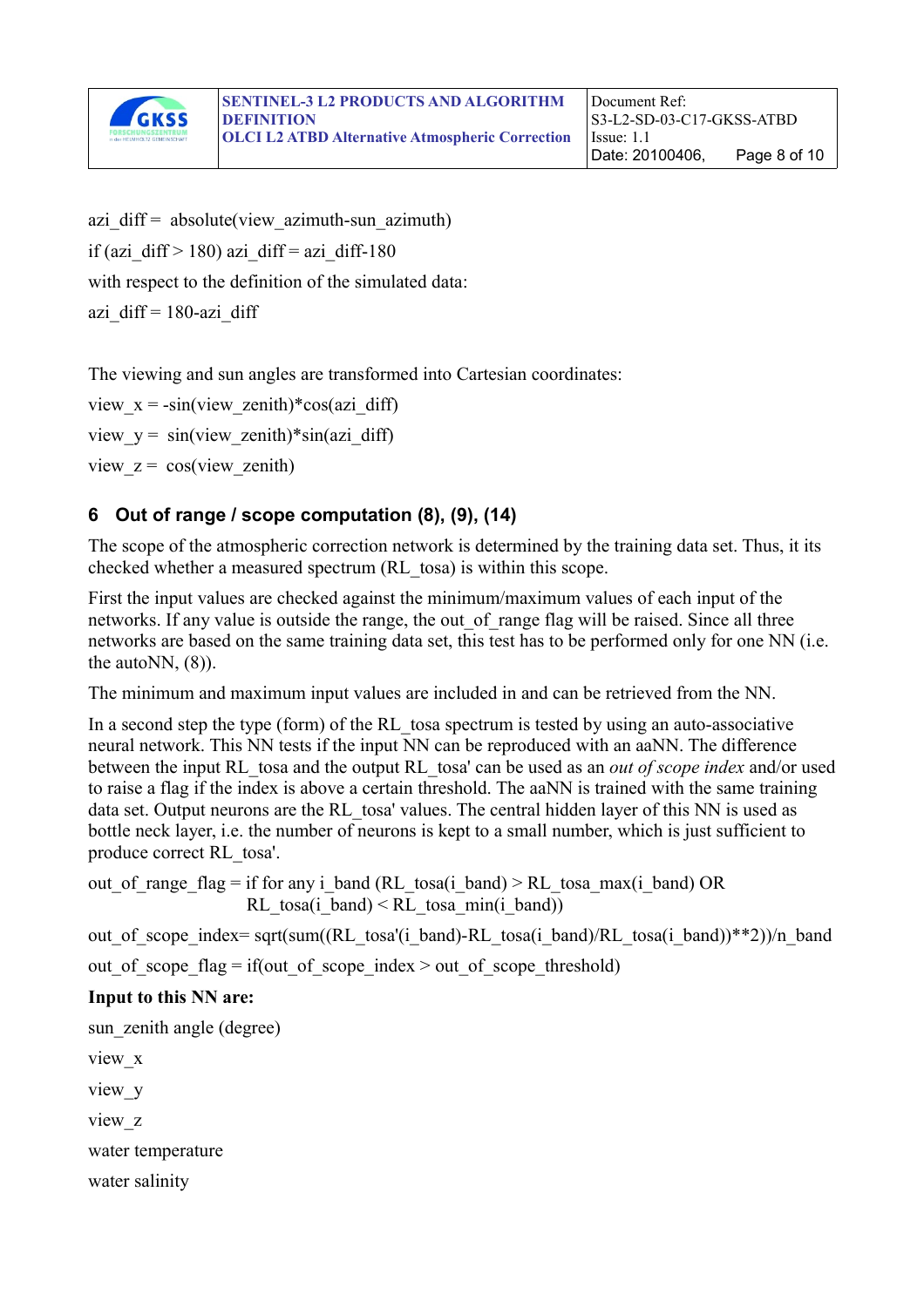azi_diff = absolute(view_azimuth-sun_azimuth)

if (azi_diff > 180) azi_diff = azi_diff-180

with respect to the definition of the simulated data:

azi_diff = 180-azi_diff

The viewing and sun angles are transformed into Cartesian coordinates:

view_x = -sin(view_zenith)*cos(azi_diff)

view_y = sin(view_zenith)*sin(azi_diff)

view_z = cos(view_zenith)

## 6 Out of range / scope computation (8), (9), (14)

The scope of the atmospheric correction network is determined by the training data set. Thus, it its checked whether a measured spectrum (RL_tosa) is within this scope.

First the input values are checked against the minimum/maximum values of each input of the networks. If any value is outside the range, the out_of_range flag will be raised. Since all three networks are based on the same training data set, this test has to be performed only for one NN (i.e. the autoNN, (8)).

The minimum and maximum input values are included in and can be retrieved from the NN.

In a second step the type (form) of the RL_tosa spectrum is tested by using an auto-associative neural network. This NN tests if the input NN can be reproduced with an aaNN. The difference between the input RL_tosa and the output RL_tosa' can be used as an *out of scope index* and/or used to raise a flag if the index is above a certain threshold. The aaNN is trained with the same training data set. Output neurons are the RL_tosa' values. The central hidden layer of this NN is used as bottle neck layer, i.e. the number of neurons is kept to a small number, which is just sufficient to produce correct RL_tosa'.

out_of_range_flag = if for any i_band (RL_tosa(i_band) > RL_tosa_max(i_band) OR RL_tosa(i_band) < RL_tosa_min(i_band))

out_of_scope_index= sqrt(sum((RL_tosa'(i_band)-RL_tosa(i_band)/RL_tosa(i_band))**2))/n_band

out_of_scope_flag = if(out_of_scope_index > out_of_scope_threshold)

**Input to this NN are:**

sun_zenith angle (degree)

view_x

view_y

view_z

water temperature

water salinity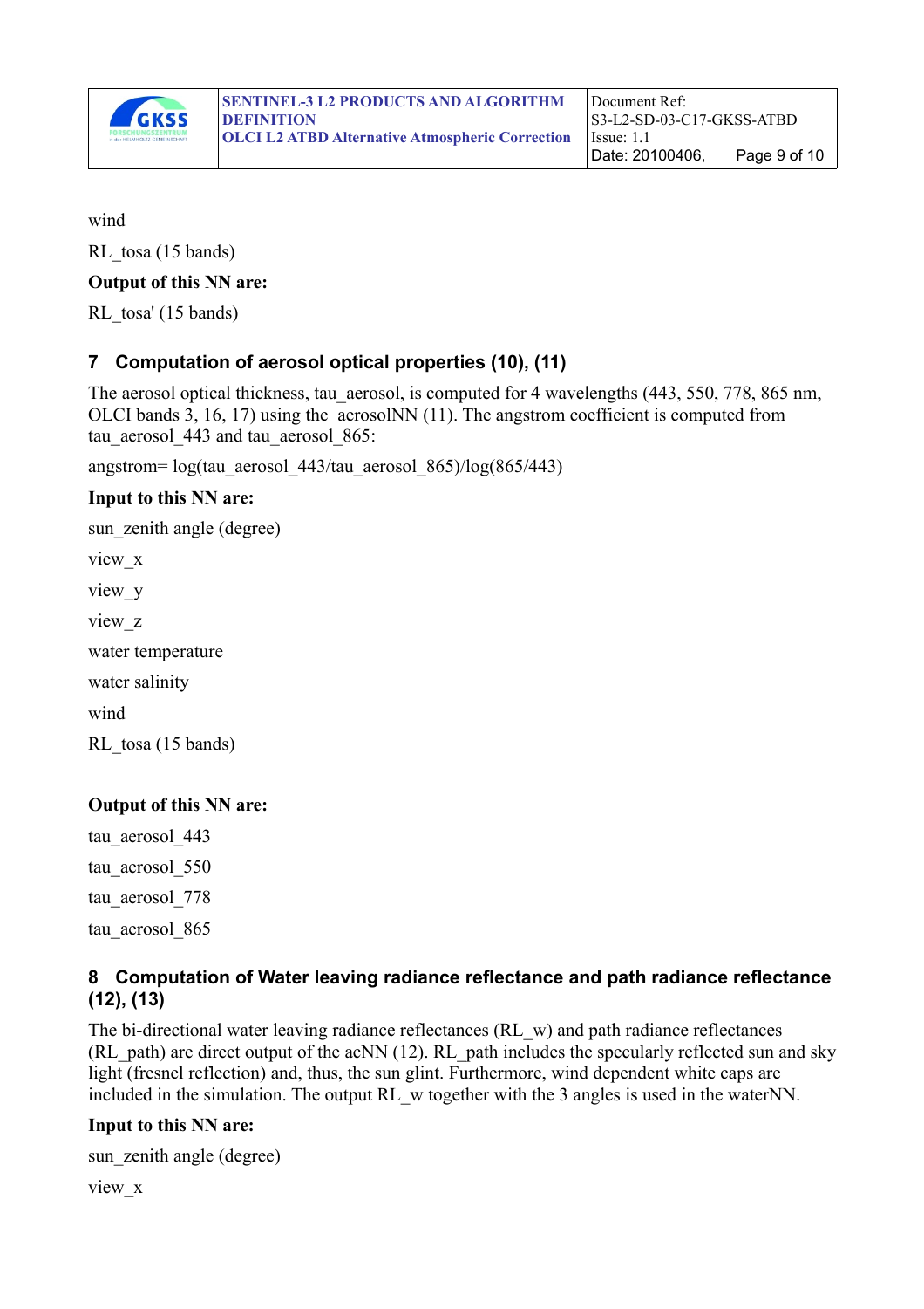wind

RL_tosa (15 bands)

**Output of this NN are:**

RL_tosa' (15 bands)

## 7 Computation of aerosol optical properties (10), (11)

The aerosol optical thickness, tau_aerosol, is computed for 4 wavelengths (443, 550, 778, 865 nm, OLCI bands 3, 16, 17) using the aerosolNN (11). The angstrom coefficient is computed from tau_aerosol_443 and tau_aerosol_865:

angstrom= log(tau_aerosol_443/tau_aerosol_865)/log(865/443)

**Input to this NN are:**

sun_zenith angle (degree)

view_x

view_y

view_z

water temperature

water salinity

wind

RL_tosa (15 bands)

**Output of this NN are:**

tau_aerosol_443

tau_aerosol_550

tau_aerosol_778

tau_aerosol_865

## 8 Computation of Water leaving radiance reflectance and path radiance reflectance (12), (13)

The bi-directional water leaving radiance reflectances (RL_w) and path radiance reflectances (RL_path) are direct output of the acNN (12). RL_path includes the specularly reflected sun and sky light (fresnel reflection) and, thus, the sun glint. Furthermore, wind dependent white caps are included in the simulation. The output RL_w together with the 3 angles is used in the waterNN.

**Input to this NN are:**

sun_zenith angle (degree)

view_x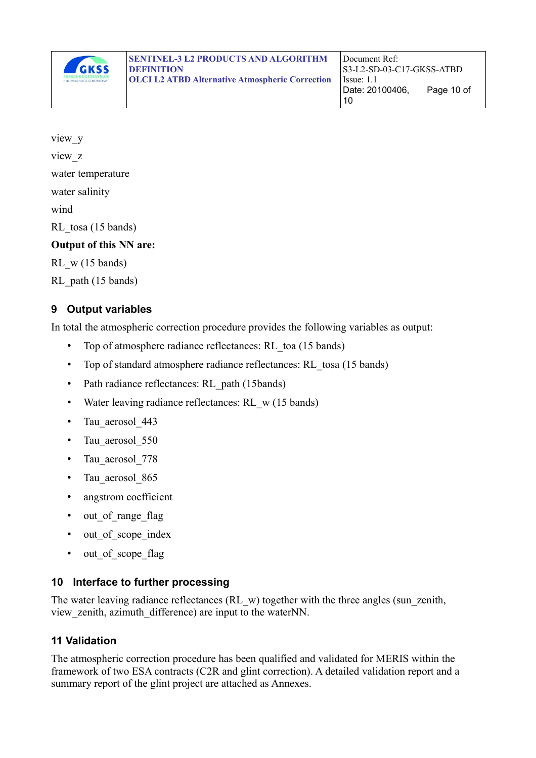view_y

view_z

water temperature

water salinity

wind

RL_tosa (15 bands)

**Output of this NN are:**

RL_w (15 bands)

RL_path (15 bands)

## 9 Output variables

In total the atmospheric correction procedure provides the following variables as output:

- Top of atmosphere radiance reflectances: RL_toa (15 bands)
- Top of standard atmosphere radiance reflectances: RL_tosa (15 bands)
- Path radiance reflectances: RL_path (15bands)
- Water leaving radiance reflectances: RL_w (15 bands)
- Tau_aerosol_443
- Tau_aerosol_550
- Tau_aerosol_778
- Tau_aerosol_865
- angstrom coefficient
- out_of_range_flag
- out_of_scope_index
- out_of_scope_flag

## 10 Interface to further processing

The water leaving radiance reflectances (RL_w) together with the three angles (sun_zenith, view_zenith, azimuth_difference) are input to the waterNN.

## 11 Validation

The atmospheric correction procedure has been qualified and validated for MERIS within the framework of two ESA contracts (C2R and glint correction). A detailed validation report and a summary report of the glint project are attached as Annexes.